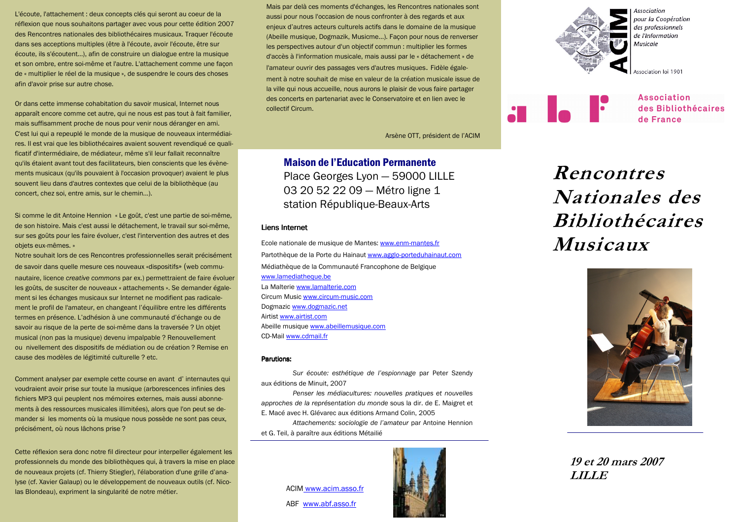L'écoute, l'attachement : deux concepts clés qui seront au coeur de la réflexion que nous souhaitons partager avec vous pour cette édition 2007 des Rencontres nationales des bibliothécaires musicaux. Traquer l'écoute dans ses acceptions multiples (être à l'écoute, avoir l'écoute, être sur écoute, ils s'écoutent...), afin de construire un dialogue entre la musique et son ombre, entre soi-même et l'autre. L'attachement comme une façon de « multiplier le réel de la musique », de suspendre le cours des choses afin d'avoir prise sur autre chose.

Or dans cette immense cohabitation du savoir musical, Internet nous apparaît encore comme cet autre, qui ne nous est pas tout à fait familier, mais suffisamment proche de nous pour venir nous déranger en ami. C'est lui qui a repeuplé le monde de la musique de nouveaux intermédiaires. Il est vrai que les bibliothécaires avaient souvent revendiqué ce qualificatif d'intermédiaire, de médiateur, même s'il leur fallait reconnaître qu'ils étaient avant tout des facilitateurs, bien conscients que les évènements musicaux (qu'ils pouvaient à l'occasion provoquer) avaient le plus souvent lieu dans d'autres contextes que celui de la bibliothèque (au concert, chez soi, entre amis, sur le chemin...).

Si comme le dit Antoine Hennion « Le goût, c'est une partie de soi-même, de son histoire. Mais c'est aussi le détachement, le travail sur soi-même, sur ses goûts pour les faire évoluer, c'est l'intervention des autres et des objets eux-mêmes. »
Notre souhait lors de ces Rencontres professionnelles serait précisément de savoir dans quelle mesure ces nouveaux «dispositifs» (web communautaire, licence *creative commons* par ex.) permettraient de faire évoluer les goûts, de susciter de nouveaux « attachements ». Se demander également si les échanges musicaux sur Internet ne modifient pas radicalement le profil de l'amateur, en changeant l'équilibre entre les différents termes en présence. L'adhésion à une communauté d'échange ou de savoir au risque de la perte de soi-même dans la traversée ? Un objet musical (non pas la musique) devenu impalpable ? Renouvellement ou nivellement des dispositifs de médiation ou de création ? Remise en cause des modèles de légitimité culturelle ? etc.

Comment analyser par exemple cette course en avant d' internautes qui voudraient avoir prise sur toute la musique (arborescences infinies des fichiers MP3 qui peuplent nos mémoires externes, mais aussi abonnements à des ressources musicales illimitées), alors que l'on peut se demander si les moments où la musique nous possède ne sont pas ceux, précisément, où nous lâchons prise ?

Cette réflexion sera donc notre fil directeur pour interpeller également les professionnels du monde des bibliothèques qui, à travers la mise en place de nouveaux projets (cf. Thierry Stiegler), l'élaboration d'une grille d'analyse (cf. Xavier Galaup) ou le développement de nouveaux outils (cf. Nicolas Blondeau), expriment la singularité de notre métier.

Mais par delà ces moments d'échanges, les Rencontres nationales sont aussi pour nous l'occasion de nous confronter à des regards et aux enjeux d'autres acteurs culturels actifs dans le domaine de la musique (Abeille musique, Dogmazik, Musicme...). Façon pour nous de renverser les perspectives autour d'un objectif commun : multiplier les formes d'accès à l'information musicale, mais aussi par le « détachement » de l'amateur ouvrir des passages vers d'autres musiques. Fidèle également à notre souhait de mise en valeur de la création musicale issue de la ville qui nous accueille, nous aurons le plaisir de vous faire partager des concerts en partenariat avec le Conservatoire et en lien avec le collectif Circum.

Arsène OTT, président de l'ACIM

**Maison de l'Education Permanente**
Place Georges Lyon — 59000 LILLE
03 20 52 22 09 — Métro ligne 1
station République-Beaux-Arts

**Liens Internet**

Ecole nationale de musique de Mantes: www.enm-mantes.fr
Partothèque de la Porte du Hainaut www.agglo-porteduhainaut.com
Médiathèque de la Communauté Francophone de Belgique www.lamediatheque.be
La Malterie www.lamalterie.com
Circum Music www.circum-music.com
Dogmazic www.dogmazic.net
Airtist www.airtist.com
Abeille musique www.abeillemusique.com
CD-Mail www.cdmail.fr

**Parutions:**

*Sur écoute: esthétique de l'espionnage* par Peter Szendy aux éditions de Minuit, 2007

*Penser les médiacultures: nouvelles pratiques et nouvelles approches de la représentation du monde* sous la dir. de E. Maigret et E. Macé avec H. Glévarec aux éditions Armand Colin, 2005

*Attachements: sociologie de l'amateur* par Antoine Hennion et G. Teil, à paraître aux éditions Métailié

ACIM www.acim.asso.fr
ABF www.abf.asso.fr

ACIM — Association pour la Coopération des professionnels de l'Information Musicale — Association loi 1901

Association des Bibliothécaires de France

# Rencontres Nationales des Bibliothécaires Musicaux

**19 et 20 mars 2007**
**LILLE**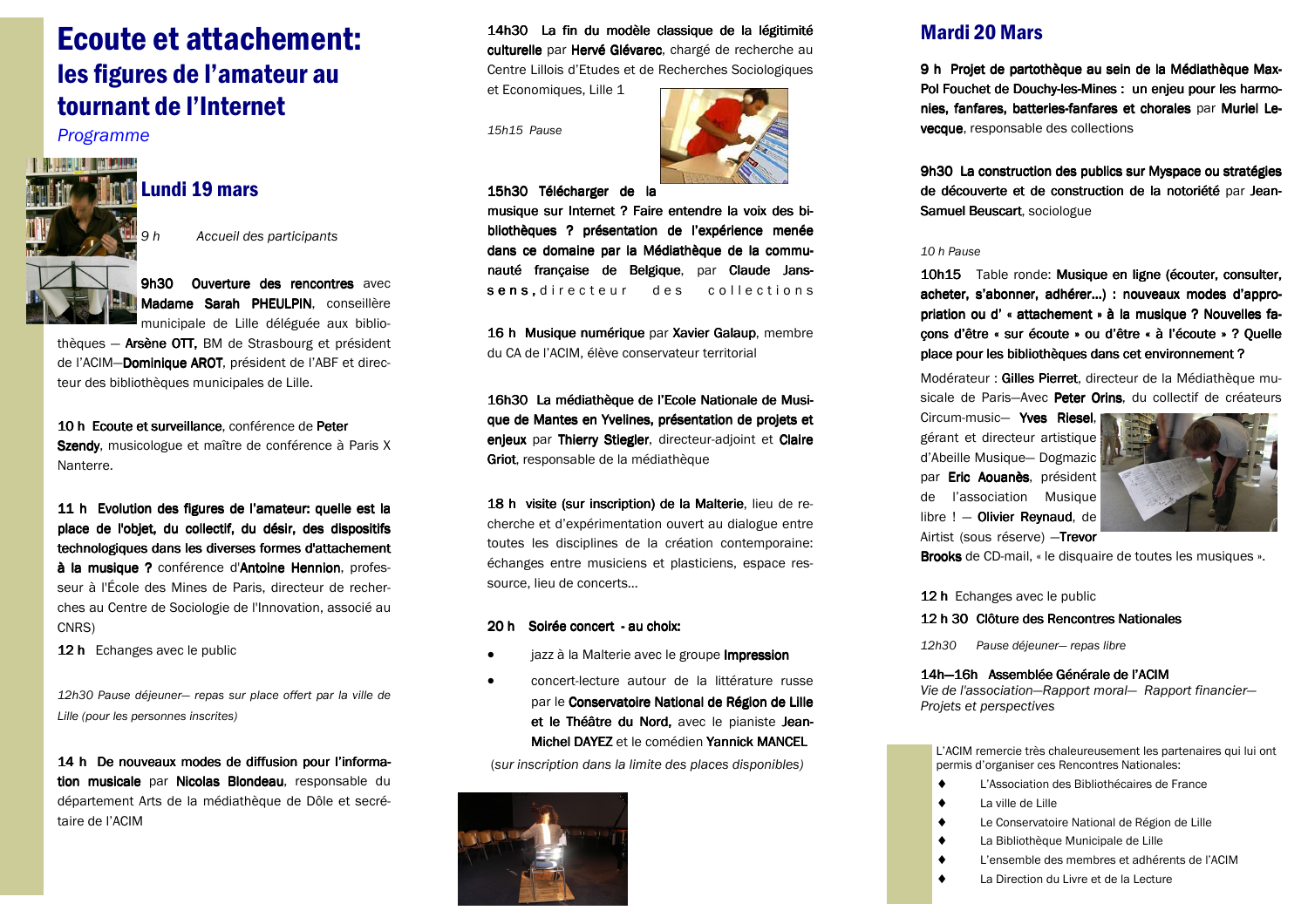# Ecoute et attachement: les figures de l'amateur au tournant de l'Internet

*Programme*

## Lundi 19 mars

*9 h Accueil des participants*

**9h30 Ouverture des rencontres** avec **Madame Sarah PHEULPIN**, conseillère municipale de Lille déléguée aux bibliothèques — **Arsène OTT,** BM de Strasbourg et président de l'ACIM—**Dominique AROT**, président de l'ABF et directeur des bibliothèques municipales de Lille.

**10 h Ecoute et surveillance**, conférence de **Peter Szendy**, musicologue et maître de conférence à Paris X Nanterre.

**11 h Evolution des figures de l'amateur: quelle est la place de l'objet, du collectif, du désir, des dispositifs technologiques dans les diverses formes d'attachement à la musique ?** conférence d'**Antoine Hennion**, professeur à l'École des Mines de Paris, directeur de recherches au Centre de Sociologie de l'Innovation, associé au CNRS)

**12 h** Echanges avec le public

*12h30 Pause déjeuner— repas sur place offert par la ville de Lille (pour les personnes inscrites)*

**14 h De nouveaux modes de diffusion pour l'information musicale** par **Nicolas Blondeau**, responsable du département Arts de la médiathèque de Dôle et secrétaire de l'ACIM

**14h30 La fin du modèle classique de la légitimité culturelle** par **Hervé Glévarec**, chargé de recherche au Centre Lillois d'Etudes et de Recherches Sociologiques et Economiques, Lille 1

*15h15 Pause*

**15h30 Télécharger de la musique sur Internet ? Faire entendre la voix des bibliothèques ? présentation de l'expérience menée dans ce domaine par la Médiathèque de la communauté française de Belgique**, par **Claude Janssens**, directeur des collections

**16 h Musique numérique** par **Xavier Galaup**, membre du CA de l'ACIM, élève conservateur territorial

**16h30 La médiathèque de l'Ecole Nationale de Musique de Mantes en Yvelines, présentation de projets et enjeux** par **Thierry Stiegler**, directeur-adjoint et **Claire Griot**, responsable de la médiathèque

**18 h visite (sur inscription) de la Malterie**, lieu de recherche et d'expérimentation ouvert au dialogue entre toutes les disciplines de la création contemporaine: échanges entre musiciens et plasticiens, espace ressource, lieu de concerts…

**20 h Soirée concert - au choix:**

- jazz à la Malterie avec le groupe **Impression**
- concert-lecture autour de la littérature russe par le **Conservatoire National de Région de Lille et le Théâtre du Nord,** avec le pianiste **Jean-Michel DAYEZ** et le comédien **Yannick MANCEL**

*(sur inscription dans la limite des places disponibles)*

## Mardi 20 Mars

**9 h Projet de partothèque au sein de la Médiathèque Max-Pol Fouchet de Douchy-les-Mines : un enjeu pour les harmonies, fanfares, batteries-fanfares et chorales** par **Muriel Levecque**, responsable des collections

**9h30 La construction des publics sur Myspace ou stratégies de découverte et de construction de la notoriété** par **Jean-Samuel Beuscart**, sociologue

*10 h Pause*

**10h15** Table ronde: **Musique en ligne (écouter, consulter, acheter, s'abonner, adhérer…) : nouveaux modes d'appropriation ou d' « attachement » à la musique ? Nouvelles façons d'être « sur écoute » ou d'être « à l'écoute » ? Quelle place pour les bibliothèques dans cet environnement ?**

Modérateur : **Gilles Pierret**, directeur de la Médiathèque musicale de Paris—Avec **Peter Orins**, du collectif de créateurs Circum-music— **Yves Riesel**, gérant et directeur artistique d'Abeille Musique— Dogmazic par **Eric Aouanès**, président de l'association Musique libre ! — **Olivier Reynaud**, de Airtist (sous réserve) —**Trevor Brooks** de CD-mail, « le disquaire de toutes les musiques ».

**12 h** Echanges avec le public

**12 h 30 Clôture des Rencontres Nationales**

*12h30 Pause déjeuner— repas libre*

**14h—16h Assemblée Générale de l'ACIM**

*Vie de l'association—Rapport moral— Rapport financier—Projets et perspectives*

L'ACIM remercie très chaleureusement les partenaires qui lui ont permis d'organiser ces Rencontres Nationales:

- L'Association des Bibliothécaires de France
- La ville de Lille
- Le Conservatoire National de Région de Lille
- La Bibliothèque Municipale de Lille
- L'ensemble des membres et adhérents de l'ACIM
- La Direction du Livre et de la Lecture